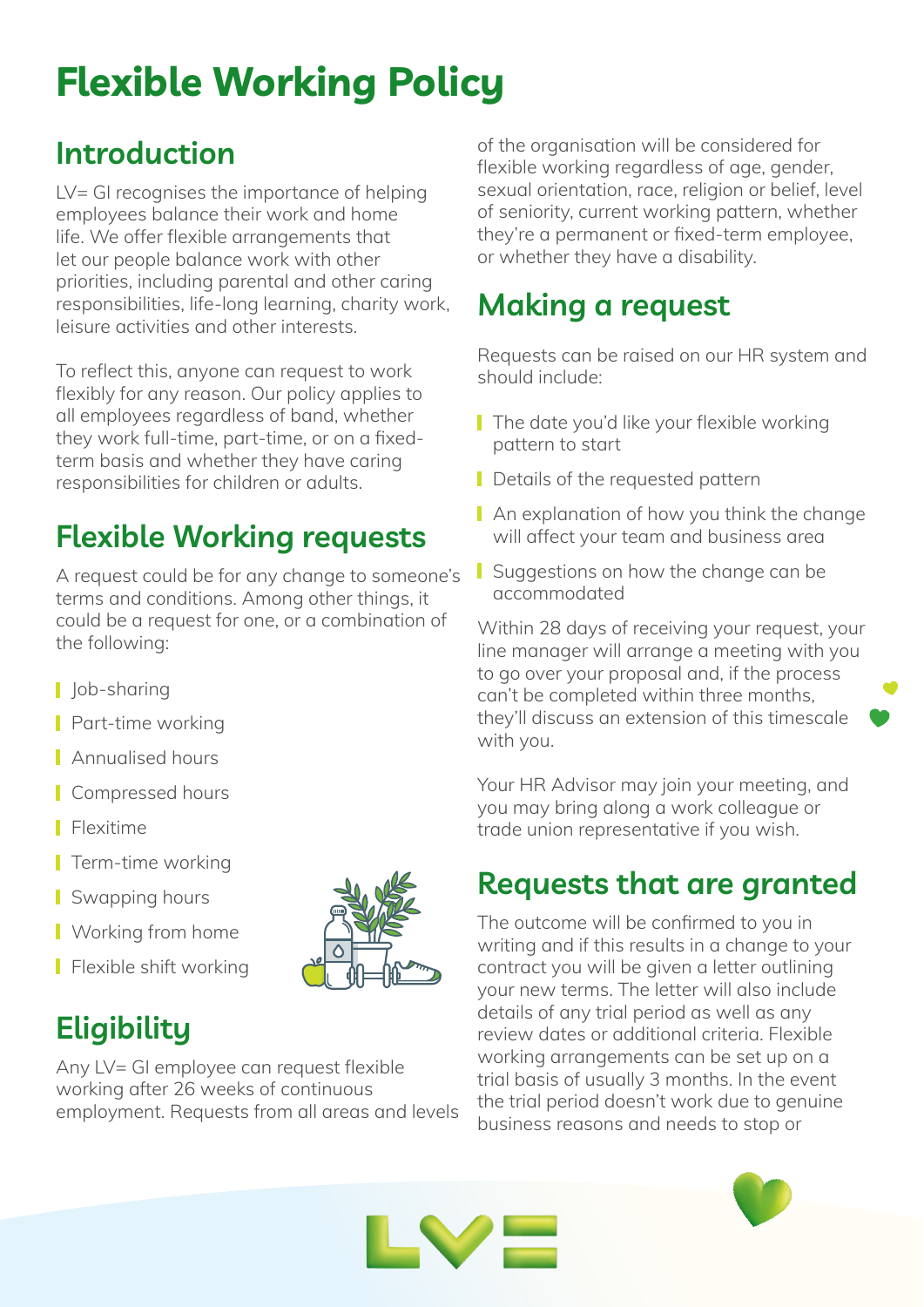# Flexible Working Policy

## Introduction

LV= GI recognises the importance of helping employees balance their work and home life. We offer flexible arrangements that let our people balance work with other priorities, including parental and other caring responsibilities, life-long learning, charity work, leisure activities and other interests.

To reflect this, anyone can request to work flexibly for any reason. Our policy applies to all employees regardless of band, whether they work full-time, part-time, or on a fixed-term basis and whether they have caring responsibilities for children or adults.

## Flexible Working requests

A request could be for any change to someone's terms and conditions. Among other things, it could be a request for one, or a combination of the following:

- Job-sharing
- Part-time working
- Annualised hours
- Compressed hours
- Flexitime
- Term-time working
- Swapping hours
- Working from home
- Flexible shift working

## Eligibility

Any LV= GI employee can request flexible working after 26 weeks of continuous employment. Requests from all areas and levels of the organisation will be considered for flexible working regardless of age, gender, sexual orientation, race, religion or belief, level of seniority, current working pattern, whether they're a permanent or fixed-term employee, or whether they have a disability.

## Making a request

Requests can be raised on our HR system and should include:

- The date you'd like your flexible working pattern to start
- Details of the requested pattern
- An explanation of how you think the change will affect your team and business area
- Suggestions on how the change can be accommodated

Within 28 days of receiving your request, your line manager will arrange a meeting with you to go over your proposal and, if the process can't be completed within three months, they'll discuss an extension of this timescale with you.

Your HR Advisor may join your meeting, and you may bring along a work colleague or trade union representative if you wish.

## Requests that are granted

The outcome will be confirmed to you in writing and if this results in a change to your contract you will be given a letter outlining your new terms. The letter will also include details of any trial period as well as any review dates or additional criteria. Flexible working arrangements can be set up on a trial basis of usually 3 months. In the event the trial period doesn't work due to genuine business reasons and needs to stop or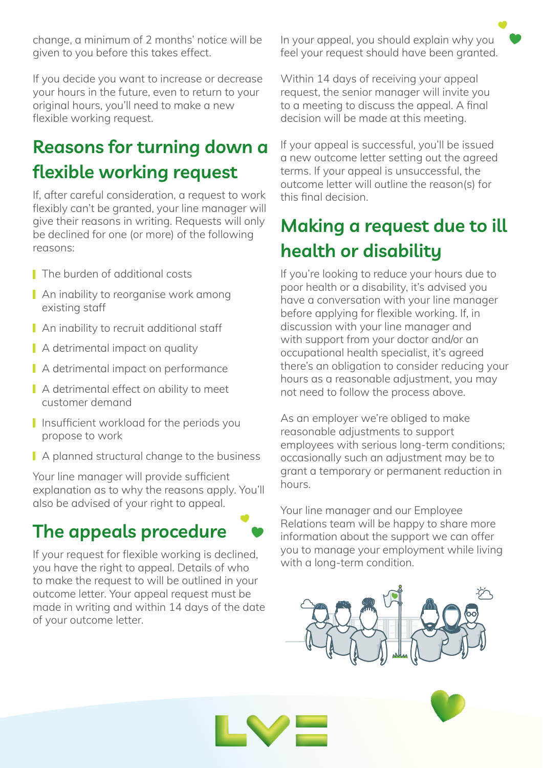change, a minimum of 2 months' notice will be given to you before this takes effect.

If you decide you want to increase or decrease your hours in the future, even to return to your original hours, you'll need to make a new flexible working request.

## Reasons for turning down a flexible working request

If, after careful consideration, a request to work flexibly can't be granted, your line manager will give their reasons in writing. Requests will only be declined for one (or more) of the following reasons:

- The burden of additional costs
- An inability to reorganise work among existing staff
- An inability to recruit additional staff
- A detrimental impact on quality
- A detrimental impact on performance
- A detrimental effect on ability to meet customer demand
- Insufficient workload for the periods you propose to work
- A planned structural change to the business

Your line manager will provide sufficient explanation as to why the reasons apply. You'll also be advised of your right to appeal.

## The appeals procedure

If your request for flexible working is declined, you have the right to appeal. Details of who to make the request to will be outlined in your outcome letter. Your appeal request must be made in writing and within 14 days of the date of your outcome letter.

In your appeal, you should explain why you feel your request should have been granted.

Within 14 days of receiving your appeal request, the senior manager will invite you to a meeting to discuss the appeal. A final decision will be made at this meeting.

If your appeal is successful, you'll be issued a new outcome letter setting out the agreed terms. If your appeal is unsuccessful, the outcome letter will outline the reason(s) for this final decision.

## Making a request due to ill health or disability

If you're looking to reduce your hours due to poor health or a disability, it's advised you have a conversation with your line manager before applying for flexible working. If, in discussion with your line manager and with support from your doctor and/or an occupational health specialist, it's agreed there's an obligation to consider reducing your hours as a reasonable adjustment, you may not need to follow the process above.

As an employer we're obliged to make reasonable adjustments to support employees with serious long-term conditions; occasionally such an adjustment may be to grant a temporary or permanent reduction in hours.

Your line manager and our Employee Relations team will be happy to share more information about the support we can offer you to manage your employment while living with a long-term condition.